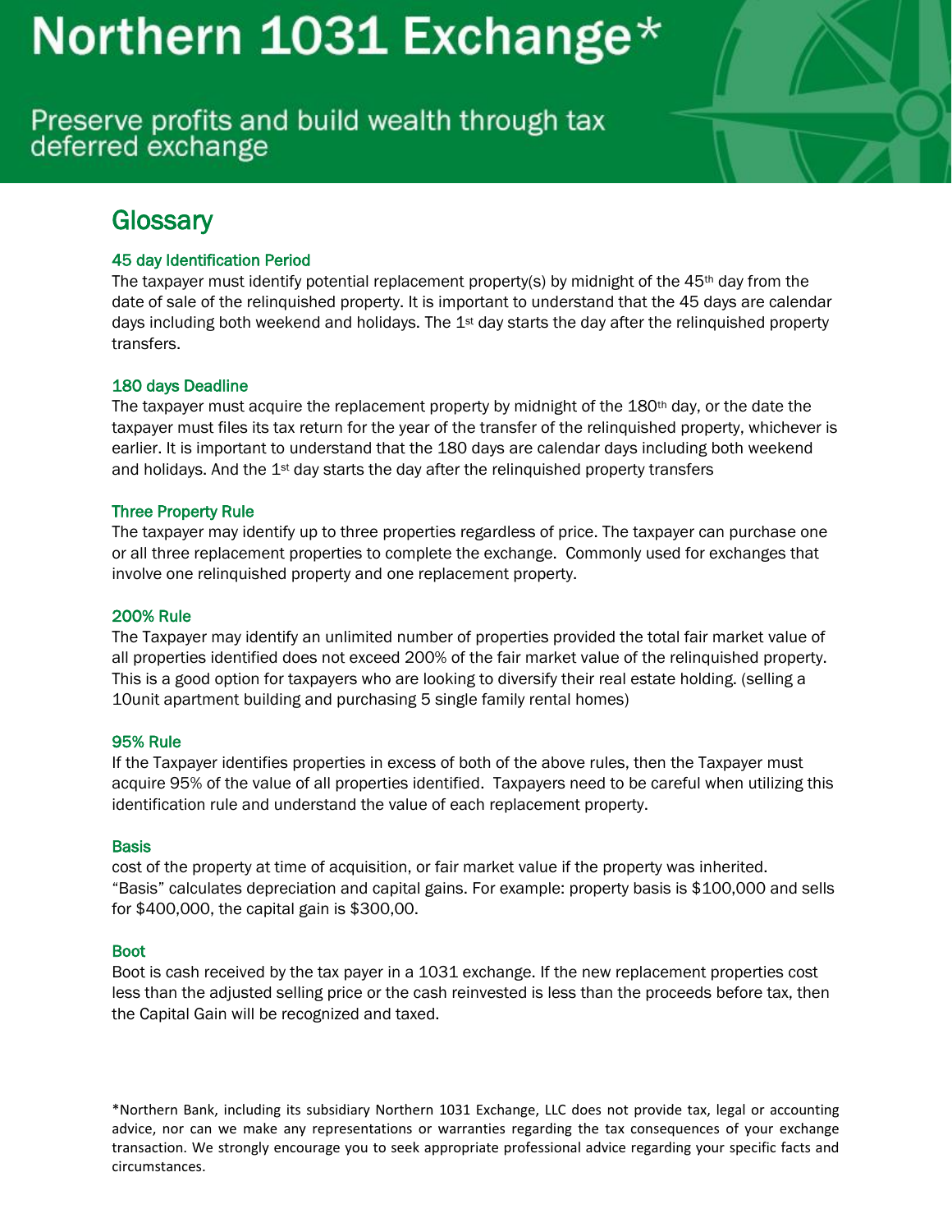# Northern 1031 Exchange*

Preserve profits and build wealth through tax deferred exchange

## Glossary

### 45 day Identification Period

The taxpayer must identify potential replacement property(s) by midnight of the 45th day from the date of sale of the relinquished property. It is important to understand that the 45 days are calendar days including both weekend and holidays. The 1st day starts the day after the relinquished property transfers.

### 180 days Deadline

The taxpayer must acquire the replacement property by midnight of the 180th day, or the date the taxpayer must files its tax return for the year of the transfer of the relinquished property, whichever is earlier. It is important to understand that the 180 days are calendar days including both weekend and holidays. And the 1st day starts the day after the relinquished property transfers

### Three Property Rule

The taxpayer may identify up to three properties regardless of price. The taxpayer can purchase one or all three replacement properties to complete the exchange. Commonly used for exchanges that involve one relinquished property and one replacement property.

### 200% Rule

The Taxpayer may identify an unlimited number of properties provided the total fair market value of all properties identified does not exceed 200% of the fair market value of the relinquished property. This is a good option for taxpayers who are looking to diversify their real estate holding. (selling a 10unit apartment building and purchasing 5 single family rental homes)

### 95% Rule

If the Taxpayer identifies properties in excess of both of the above rules, then the Taxpayer must acquire 95% of the value of all properties identified. Taxpayers need to be careful when utilizing this identification rule and understand the value of each replacement property.

### Basis

cost of the property at time of acquisition, or fair market value if the property was inherited. "Basis" calculates depreciation and capital gains. For example: property basis is $100,000 and sells for $400,000, the capital gain is $300,00.

### Boot

Boot is cash received by the tax payer in a 1031 exchange. If the new replacement properties cost less than the adjusted selling price or the cash reinvested is less than the proceeds before tax, then the Capital Gain will be recognized and taxed.

*Northern Bank, including its subsidiary Northern 1031 Exchange, LLC does not provide tax, legal or accounting advice, nor can we make any representations or warranties regarding the tax consequences of your exchange transaction. We strongly encourage you to seek appropriate professional advice regarding your specific facts and circumstances.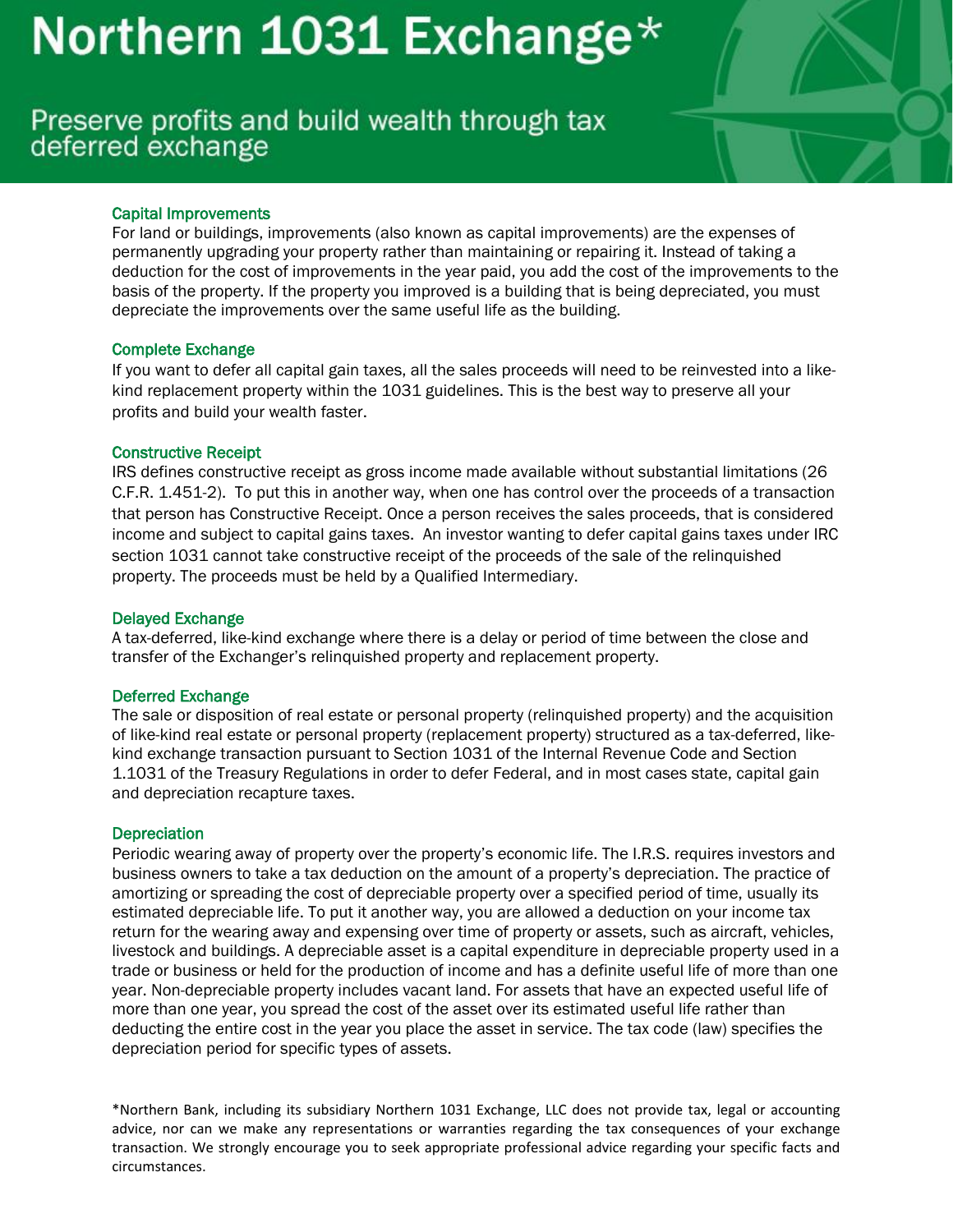# Northern 1031 Exchange*

## Preserve profits and build wealth through tax deferred exchange

### Capital Improvements

For land or buildings, improvements (also known as capital improvements) are the expenses of permanently upgrading your property rather than maintaining or repairing it. Instead of taking a deduction for the cost of improvements in the year paid, you add the cost of the improvements to the basis of the property. If the property you improved is a building that is being depreciated, you must depreciate the improvements over the same useful life as the building.

### Complete Exchange

If you want to defer all capital gain taxes, all the sales proceeds will need to be reinvested into a like-kind replacement property within the 1031 guidelines. This is the best way to preserve all your profits and build your wealth faster.

### Constructive Receipt

IRS defines constructive receipt as gross income made available without substantial limitations (26 C.F.R. 1.451-2). To put this in another way, when one has control over the proceeds of a transaction that person has Constructive Receipt. Once a person receives the sales proceeds, that is considered income and subject to capital gains taxes. An investor wanting to defer capital gains taxes under IRC section 1031 cannot take constructive receipt of the proceeds of the sale of the relinquished property. The proceeds must be held by a Qualified Intermediary.

### Delayed Exchange

A tax-deferred, like-kind exchange where there is a delay or period of time between the close and transfer of the Exchanger's relinquished property and replacement property.

### Deferred Exchange

The sale or disposition of real estate or personal property (relinquished property) and the acquisition of like-kind real estate or personal property (replacement property) structured as a tax-deferred, like-kind exchange transaction pursuant to Section 1031 of the Internal Revenue Code and Section 1.1031 of the Treasury Regulations in order to defer Federal, and in most cases state, capital gain and depreciation recapture taxes.

### Depreciation

Periodic wearing away of property over the property's economic life. The I.R.S. requires investors and business owners to take a tax deduction on the amount of a property's depreciation. The practice of amortizing or spreading the cost of depreciable property over a specified period of time, usually its estimated depreciable life. To put it another way, you are allowed a deduction on your income tax return for the wearing away and expensing over time of property or assets, such as aircraft, vehicles, livestock and buildings. A depreciable asset is a capital expenditure in depreciable property used in a trade or business or held for the production of income and has a definite useful life of more than one year. Non-depreciable property includes vacant land. For assets that have an expected useful life of more than one year, you spread the cost of the asset over its estimated useful life rather than deducting the entire cost in the year you place the asset in service. The tax code (law) specifies the depreciation period for specific types of assets.

*Northern Bank, including its subsidiary Northern 1031 Exchange, LLC does not provide tax, legal or accounting advice, nor can we make any representations or warranties regarding the tax consequences of your exchange transaction. We strongly encourage you to seek appropriate professional advice regarding your specific facts and circumstances.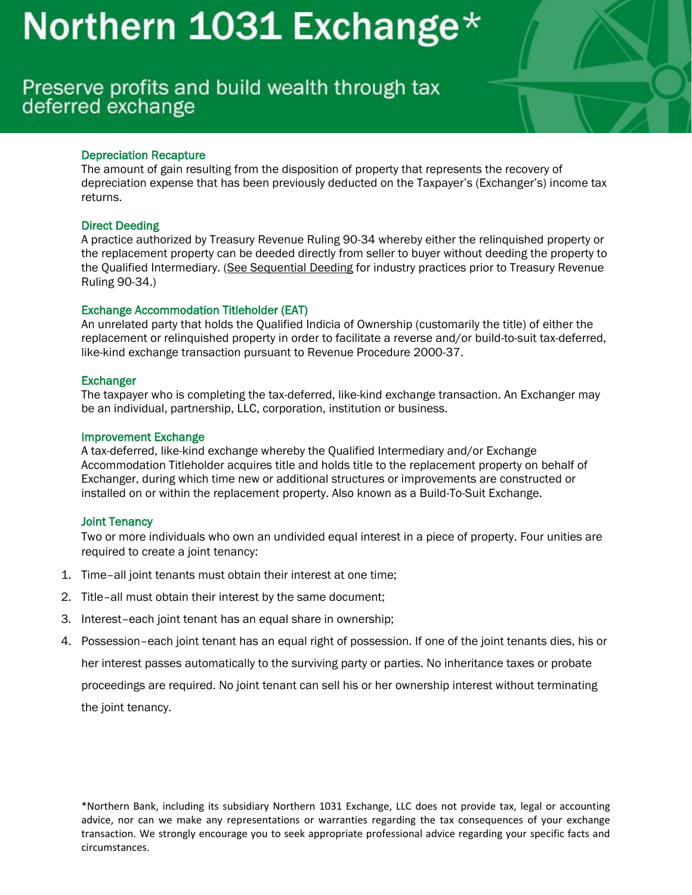# Northern 1031 Exchange*

## Preserve profits and build wealth through tax deferred exchange

### Depreciation Recapture

The amount of gain resulting from the disposition of property that represents the recovery of depreciation expense that has been previously deducted on the Taxpayer's (Exchanger's) income tax returns.

### Direct Deeding

A practice authorized by Treasury Revenue Ruling 90-34 whereby either the relinquished property or the replacement property can be deeded directly from seller to buyer without deeding the property to the Qualified Intermediary. (See Sequential Deeding for industry practices prior to Treasury Revenue Ruling 90-34.)

### Exchange Accommodation Titleholder (EAT)

An unrelated party that holds the Qualified Indicia of Ownership (customarily the title) of either the replacement or relinquished property in order to facilitate a reverse and/or build-to-suit tax-deferred, like-kind exchange transaction pursuant to Revenue Procedure 2000-37.

### Exchanger

The taxpayer who is completing the tax-deferred, like-kind exchange transaction. An Exchanger may be an individual, partnership, LLC, corporation, institution or business.

### Improvement Exchange

A tax-deferred, like-kind exchange whereby the Qualified Intermediary and/or Exchange Accommodation Titleholder acquires title and holds title to the replacement property on behalf of Exchanger, during which time new or additional structures or improvements are constructed or installed on or within the replacement property. Also known as a Build-To-Suit Exchange.

### Joint Tenancy

Two or more individuals who own an undivided equal interest in a piece of property. Four unities are required to create a joint tenancy:

1. Time–all joint tenants must obtain their interest at one time;
2. Title–all must obtain their interest by the same document;
3. Interest–each joint tenant has an equal share in ownership;
4. Possession–each joint tenant has an equal right of possession. If one of the joint tenants dies, his or her interest passes automatically to the surviving party or parties. No inheritance taxes or probate proceedings are required. No joint tenant can sell his or her ownership interest without terminating the joint tenancy.

*Northern Bank, including its subsidiary Northern 1031 Exchange, LLC does not provide tax, legal or accounting advice, nor can we make any representations or warranties regarding the tax consequences of your exchange transaction. We strongly encourage you to seek appropriate professional advice regarding your specific facts and circumstances.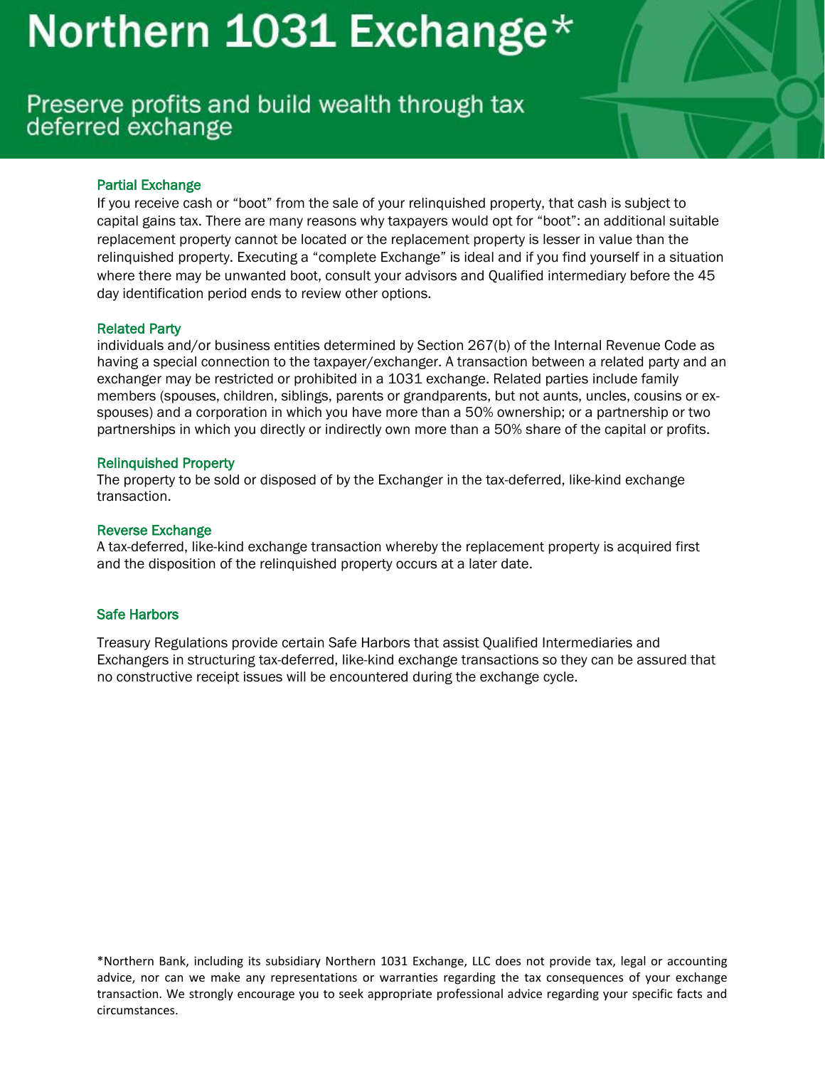# Northern 1031 Exchange*

Preserve profits and build wealth through tax deferred exchange

### Partial Exchange

If you receive cash or "boot" from the sale of your relinquished property, that cash is subject to capital gains tax. There are many reasons why taxpayers would opt for "boot": an additional suitable replacement property cannot be located or the replacement property is lesser in value than the relinquished property. Executing a "complete Exchange" is ideal and if you find yourself in a situation where there may be unwanted boot, consult your advisors and Qualified intermediary before the 45 day identification period ends to review other options.

### Related Party

individuals and/or business entities determined by Section 267(b) of the Internal Revenue Code as having a special connection to the taxpayer/exchanger. A transaction between a related party and an exchanger may be restricted or prohibited in a 1031 exchange. Related parties include family members (spouses, children, siblings, parents or grandparents, but not aunts, uncles, cousins or ex-spouses) and a corporation in which you have more than a 50% ownership; or a partnership or two partnerships in which you directly or indirectly own more than a 50% share of the capital or profits.

### Relinquished Property

The property to be sold or disposed of by the Exchanger in the tax-deferred, like-kind exchange transaction.

### Reverse Exchange

A tax-deferred, like-kind exchange transaction whereby the replacement property is acquired first and the disposition of the relinquished property occurs at a later date.

### Safe Harbors

Treasury Regulations provide certain Safe Harbors that assist Qualified Intermediaries and Exchangers in structuring tax-deferred, like-kind exchange transactions so they can be assured that no constructive receipt issues will be encountered during the exchange cycle.

*Northern Bank, including its subsidiary Northern 1031 Exchange, LLC does not provide tax, legal or accounting advice, nor can we make any representations or warranties regarding the tax consequences of your exchange transaction. We strongly encourage you to seek appropriate professional advice regarding your specific facts and circumstances.